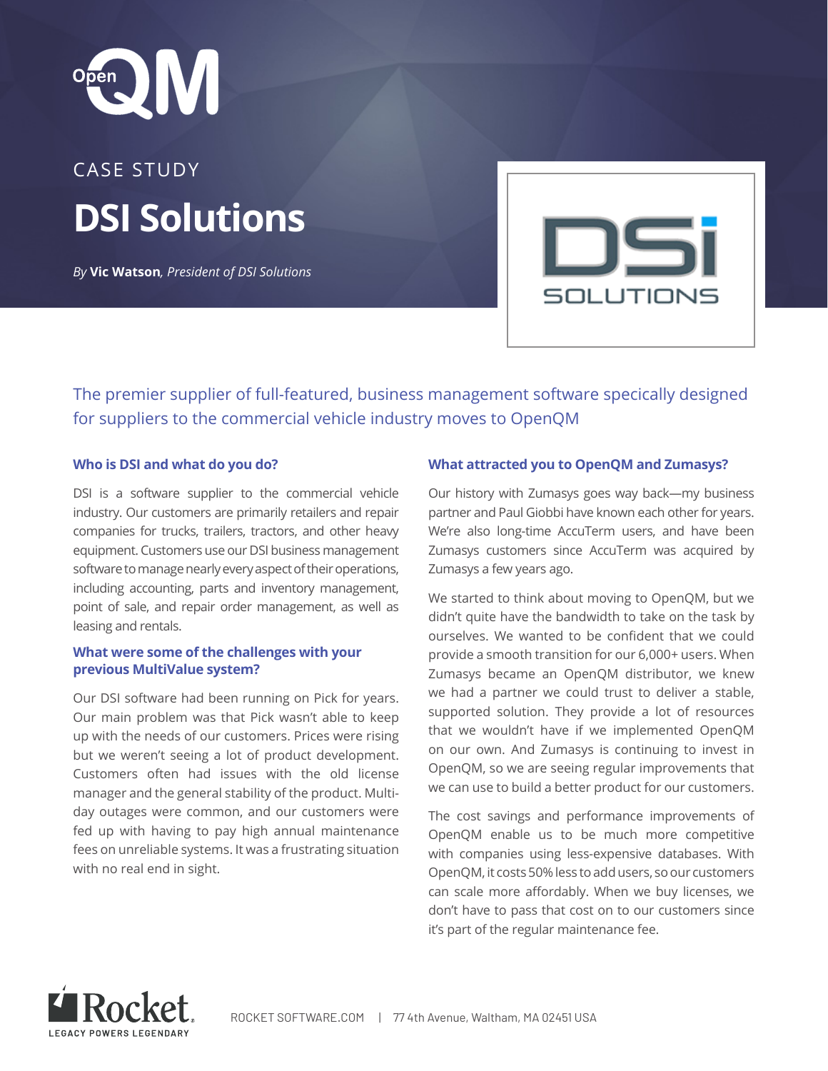CASE STUDY

# DSI Solutions

*By* **Vic Watson***, President of DSI Solutions*

## The premier supplier of full-featured, business management software specically designed for suppliers to the commercial vehicle industry moves to OpenQM

### Who is DSI and what do you do?

DSI is a software supplier to the commercial vehicle industry. Our customers are primarily retailers and repair companies for trucks, trailers, tractors, and other heavy equipment. Customers use our DSI business management software to manage nearly every aspect of their operations, including accounting, parts and inventory management, point of sale, and repair order management, as well as leasing and rentals.

### What were some of the challenges with your previous MultiValue system?

Our DSI software had been running on Pick for years. Our main problem was that Pick wasn't able to keep up with the needs of our customers. Prices were rising but we weren't seeing a lot of product development. Customers often had issues with the old license manager and the general stability of the product. Multi-day outages were common, and our customers were fed up with having to pay high annual maintenance fees on unreliable systems. It was a frustrating situation with no real end in sight.

### What attracted you to OpenQM and Zumasys?

Our history with Zumasys goes way back—my business partner and Paul Giobbi have known each other for years. We're also long-time AccuTerm users, and have been Zumasys customers since AccuTerm was acquired by Zumasys a few years ago.

We started to think about moving to OpenQM, but we didn't quite have the bandwidth to take on the task by ourselves. We wanted to be confident that we could provide a smooth transition for our 6,000+ users. When Zumasys became an OpenQM distributor, we knew we had a partner we could trust to deliver a stable, supported solution. They provide a lot of resources that we wouldn't have if we implemented OpenQM on our own. And Zumasys is continuing to invest in OpenQM, so we are seeing regular improvements that we can use to build a better product for our customers.

The cost savings and performance improvements of OpenQM enable us to be much more competitive with companies using less-expensive databases. With OpenQM, it costs 50% less to add users, so our customers can scale more affordably. When we buy licenses, we don't have to pass that cost on to our customers since it's part of the regular maintenance fee.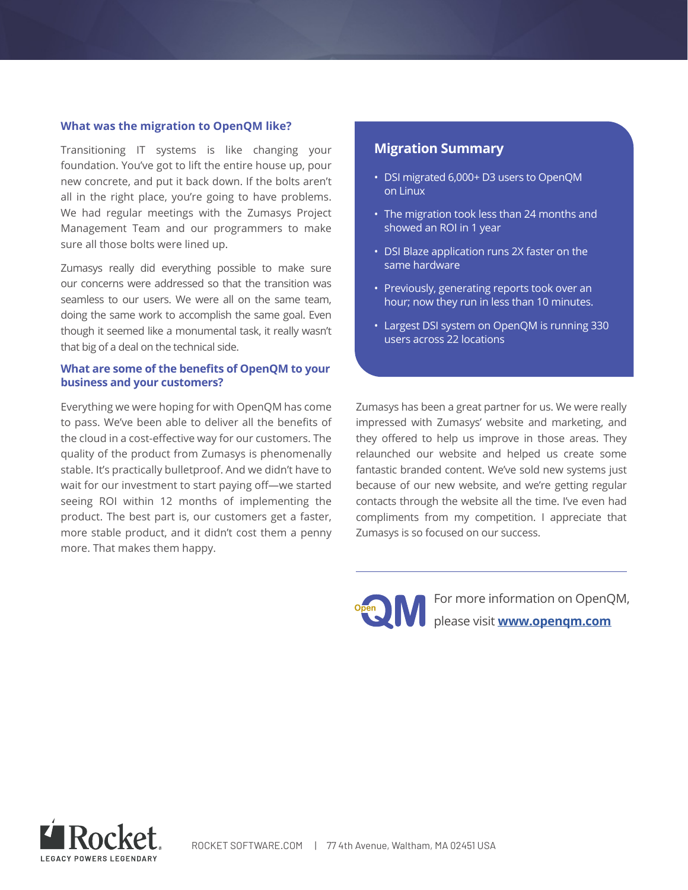### What was the migration to OpenQM like?

Transitioning IT systems is like changing your foundation. You've got to lift the entire house up, pour new concrete, and put it back down. If the bolts aren't all in the right place, you're going to have problems. We had regular meetings with the Zumasys Project Management Team and our programmers to make sure all those bolts were lined up.

Zumasys really did everything possible to make sure our concerns were addressed so that the transition was seamless to our users. We were all on the same team, doing the same work to accomplish the same goal. Even though it seemed like a monumental task, it really wasn't that big of a deal on the technical side.

### What are some of the benefits of OpenQM to your business and your customers?

Everything we were hoping for with OpenQM has come to pass. We've been able to deliver all the benefits of the cloud in a cost-effective way for our customers. The quality of the product from Zumasys is phenomenally stable. It's practically bulletproof. And we didn't have to wait for our investment to start paying off—we started seeing ROI within 12 months of implementing the product. The best part is, our customers get a faster, more stable product, and it didn't cost them a penny more. That makes them happy.

## Migration Summary

- DSI migrated 6,000+ D3 users to OpenQM on Linux
- The migration took less than 24 months and showed an ROI in 1 year
- DSI Blaze application runs 2X faster on the same hardware
- Previously, generating reports took over an hour; now they run in less than 10 minutes.
- Largest DSI system on OpenQM is running 330 users across 22 locations

Zumasys has been a great partner for us. We were really impressed with Zumasys' website and marketing, and they offered to help us improve in those areas. They relaunched our website and helped us create some fantastic branded content. We've sold new systems just because of our new website, and we're getting regular contacts through the website all the time. I've even had compliments from my competition. I appreciate that Zumasys is so focused on our success.

---

For more information on OpenQM, please visit **www.openqm.com**

ROCKET SOFTWARE.COM | 77 4th Avenue, Waltham, MA 02451 USA